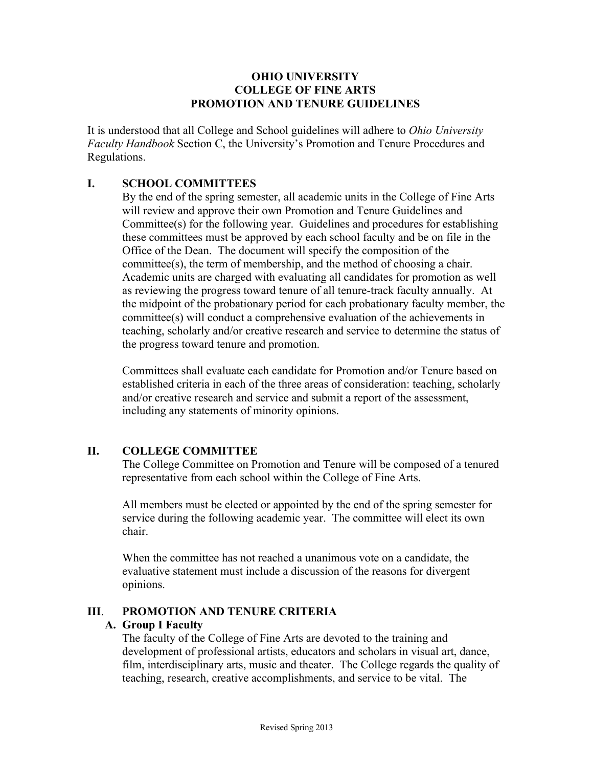# OHIO UNIVERSITY
# COLLEGE OF FINE ARTS
# PROMOTION AND TENURE GUIDELINES

It is understood that all College and School guidelines will adhere to *Ohio University Faculty Handbook* Section C, the University's Promotion and Tenure Procedures and Regulations.

## I. SCHOOL COMMITTEES

By the end of the spring semester, all academic units in the College of Fine Arts will review and approve their own Promotion and Tenure Guidelines and Committee(s) for the following year. Guidelines and procedures for establishing these committees must be approved by each school faculty and be on file in the Office of the Dean. The document will specify the composition of the committee(s), the term of membership, and the method of choosing a chair. Academic units are charged with evaluating all candidates for promotion as well as reviewing the progress toward tenure of all tenure-track faculty annually. At the midpoint of the probationary period for each probationary faculty member, the committee(s) will conduct a comprehensive evaluation of the achievements in teaching, scholarly and/or creative research and service to determine the status of the progress toward tenure and promotion.

Committees shall evaluate each candidate for Promotion and/or Tenure based on established criteria in each of the three areas of consideration: teaching, scholarly and/or creative research and service and submit a report of the assessment, including any statements of minority opinions.

## II. COLLEGE COMMITTEE

The College Committee on Promotion and Tenure will be composed of a tenured representative from each school within the College of Fine Arts.

All members must be elected or appointed by the end of the spring semester for service during the following academic year. The committee will elect its own chair.

When the committee has not reached a unanimous vote on a candidate, the evaluative statement must include a discussion of the reasons for divergent opinions.

## III. PROMOTION AND TENURE CRITERIA

### A. Group I Faculty

The faculty of the College of Fine Arts are devoted to the training and development of professional artists, educators and scholars in visual art, dance, film, interdisciplinary arts, music and theater. The College regards the quality of teaching, research, creative accomplishments, and service to be vital. The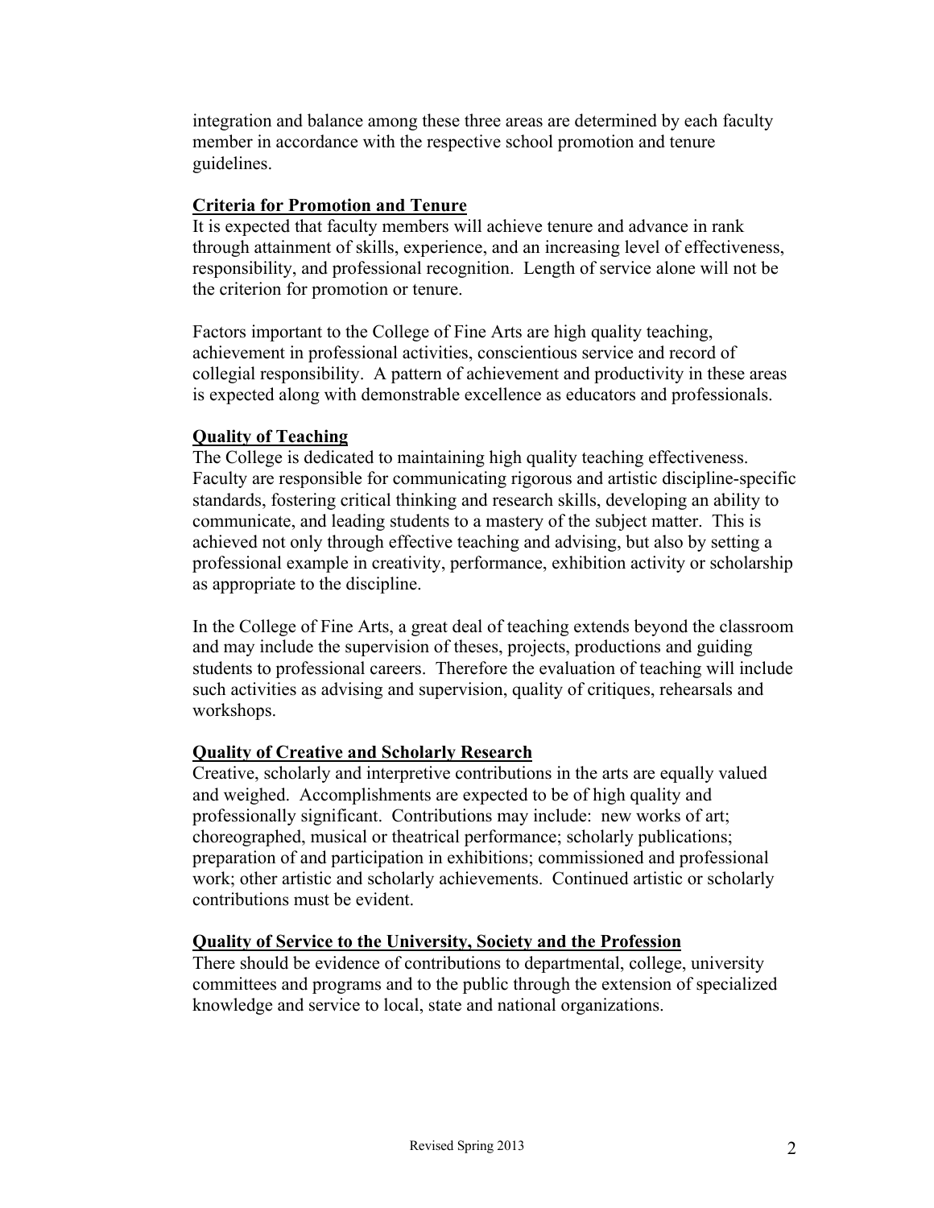integration and balance among these three areas are determined by each faculty member in accordance with the respective school promotion and tenure guidelines.

## Criteria for Promotion and Tenure

It is expected that faculty members will achieve tenure and advance in rank through attainment of skills, experience, and an increasing level of effectiveness, responsibility, and professional recognition. Length of service alone will not be the criterion for promotion or tenure.

Factors important to the College of Fine Arts are high quality teaching, achievement in professional activities, conscientious service and record of collegial responsibility. A pattern of achievement and productivity in these areas is expected along with demonstrable excellence as educators and professionals.

## Quality of Teaching

The College is dedicated to maintaining high quality teaching effectiveness. Faculty are responsible for communicating rigorous and artistic discipline-specific standards, fostering critical thinking and research skills, developing an ability to communicate, and leading students to a mastery of the subject matter. This is achieved not only through effective teaching and advising, but also by setting a professional example in creativity, performance, exhibition activity or scholarship as appropriate to the discipline.

In the College of Fine Arts, a great deal of teaching extends beyond the classroom and may include the supervision of theses, projects, productions and guiding students to professional careers. Therefore the evaluation of teaching will include such activities as advising and supervision, quality of critiques, rehearsals and workshops.

## Quality of Creative and Scholarly Research

Creative, scholarly and interpretive contributions in the arts are equally valued and weighed. Accomplishments are expected to be of high quality and professionally significant. Contributions may include: new works of art; choreographed, musical or theatrical performance; scholarly publications; preparation of and participation in exhibitions; commissioned and professional work; other artistic and scholarly achievements. Continued artistic or scholarly contributions must be evident.

## Quality of Service to the University, Society and the Profession

There should be evidence of contributions to departmental, college, university committees and programs and to the public through the extension of specialized knowledge and service to local, state and national organizations.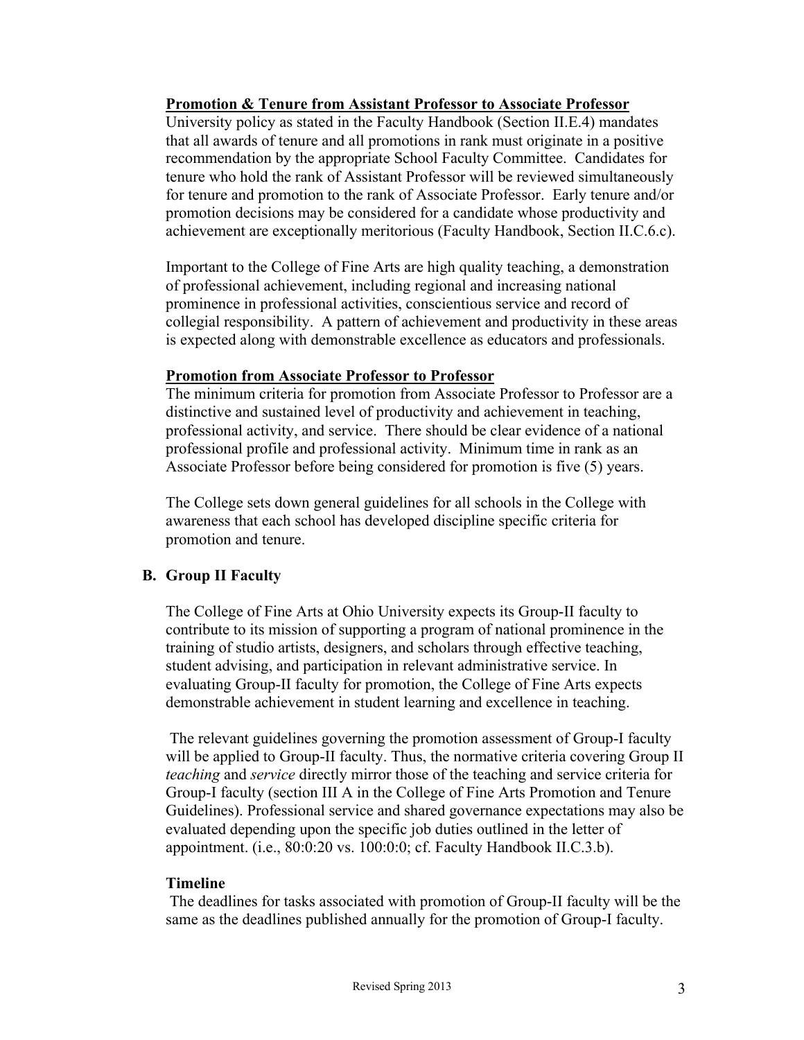**Promotion & Tenure from Assistant Professor to Associate Professor**

University policy as stated in the Faculty Handbook (Section II.E.4) mandates that all awards of tenure and all promotions in rank must originate in a positive recommendation by the appropriate School Faculty Committee. Candidates for tenure who hold the rank of Assistant Professor will be reviewed simultaneously for tenure and promotion to the rank of Associate Professor. Early tenure and/or promotion decisions may be considered for a candidate whose productivity and achievement are exceptionally meritorious (Faculty Handbook, Section II.C.6.c).

Important to the College of Fine Arts are high quality teaching, a demonstration of professional achievement, including regional and increasing national prominence in professional activities, conscientious service and record of collegial responsibility. A pattern of achievement and productivity in these areas is expected along with demonstrable excellence as educators and professionals.

**Promotion from Associate Professor to Professor**

The minimum criteria for promotion from Associate Professor to Professor are a distinctive and sustained level of productivity and achievement in teaching, professional activity, and service. There should be clear evidence of a national professional profile and professional activity. Minimum time in rank as an Associate Professor before being considered for promotion is five (5) years.

The College sets down general guidelines for all schools in the College with awareness that each school has developed discipline specific criteria for promotion and tenure.

## B. Group II Faculty

The College of Fine Arts at Ohio University expects its Group-II faculty to contribute to its mission of supporting a program of national prominence in the training of studio artists, designers, and scholars through effective teaching, student advising, and participation in relevant administrative service. In evaluating Group-II faculty for promotion, the College of Fine Arts expects demonstrable achievement in student learning and excellence in teaching.

The relevant guidelines governing the promotion assessment of Group-I faculty will be applied to Group-II faculty. Thus, the normative criteria covering Group II *teaching* and *service* directly mirror those of the teaching and service criteria for Group-I faculty (section III A in the College of Fine Arts Promotion and Tenure Guidelines). Professional service and shared governance expectations may also be evaluated depending upon the specific job duties outlined in the letter of appointment. (i.e., 80:0:20 vs. 100:0:0; cf. Faculty Handbook II.C.3.b).

**Timeline**

The deadlines for tasks associated with promotion of Group-II faculty will be the same as the deadlines published annually for the promotion of Group-I faculty.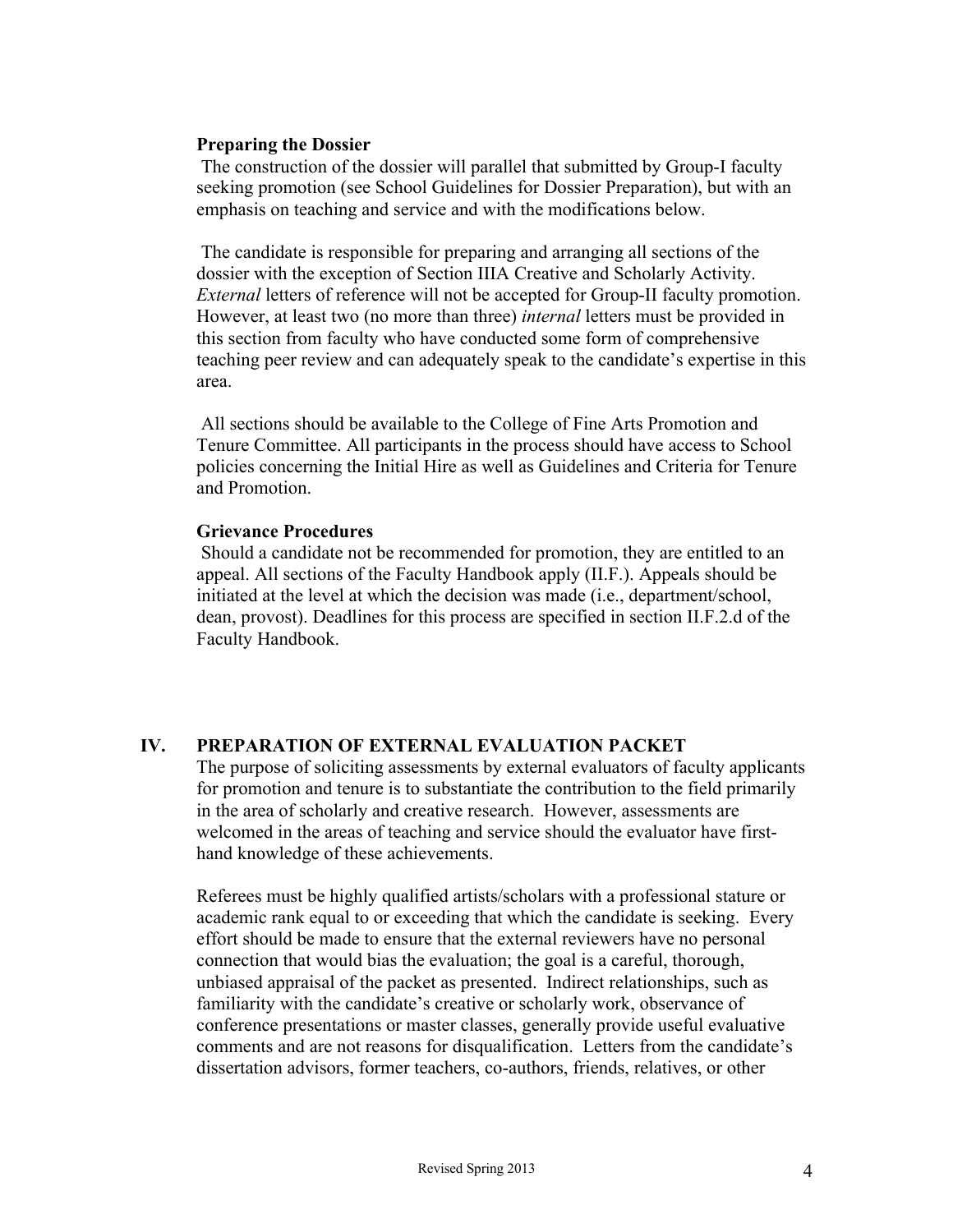**Preparing the Dossier**

The construction of the dossier will parallel that submitted by Group-I faculty seeking promotion (see School Guidelines for Dossier Preparation), but with an emphasis on teaching and service and with the modifications below.

The candidate is responsible for preparing and arranging all sections of the dossier with the exception of Section IIIA Creative and Scholarly Activity. *External* letters of reference will not be accepted for Group-II faculty promotion. However, at least two (no more than three) *internal* letters must be provided in this section from faculty who have conducted some form of comprehensive teaching peer review and can adequately speak to the candidate's expertise in this area.

All sections should be available to the College of Fine Arts Promotion and Tenure Committee. All participants in the process should have access to School policies concerning the Initial Hire as well as Guidelines and Criteria for Tenure and Promotion.

**Grievance Procedures**

Should a candidate not be recommended for promotion, they are entitled to an appeal. All sections of the Faculty Handbook apply (II.F.). Appeals should be initiated at the level at which the decision was made (i.e., department/school, dean, provost). Deadlines for this process are specified in section II.F.2.d of the Faculty Handbook.

## IV. PREPARATION OF EXTERNAL EVALUATION PACKET

The purpose of soliciting assessments by external evaluators of faculty applicants for promotion and tenure is to substantiate the contribution to the field primarily in the area of scholarly and creative research. However, assessments are welcomed in the areas of teaching and service should the evaluator have first-hand knowledge of these achievements.

Referees must be highly qualified artists/scholars with a professional stature or academic rank equal to or exceeding that which the candidate is seeking. Every effort should be made to ensure that the external reviewers have no personal connection that would bias the evaluation; the goal is a careful, thorough, unbiased appraisal of the packet as presented. Indirect relationships, such as familiarity with the candidate's creative or scholarly work, observance of conference presentations or master classes, generally provide useful evaluative comments and are not reasons for disqualification. Letters from the candidate's dissertation advisors, former teachers, co-authors, friends, relatives, or other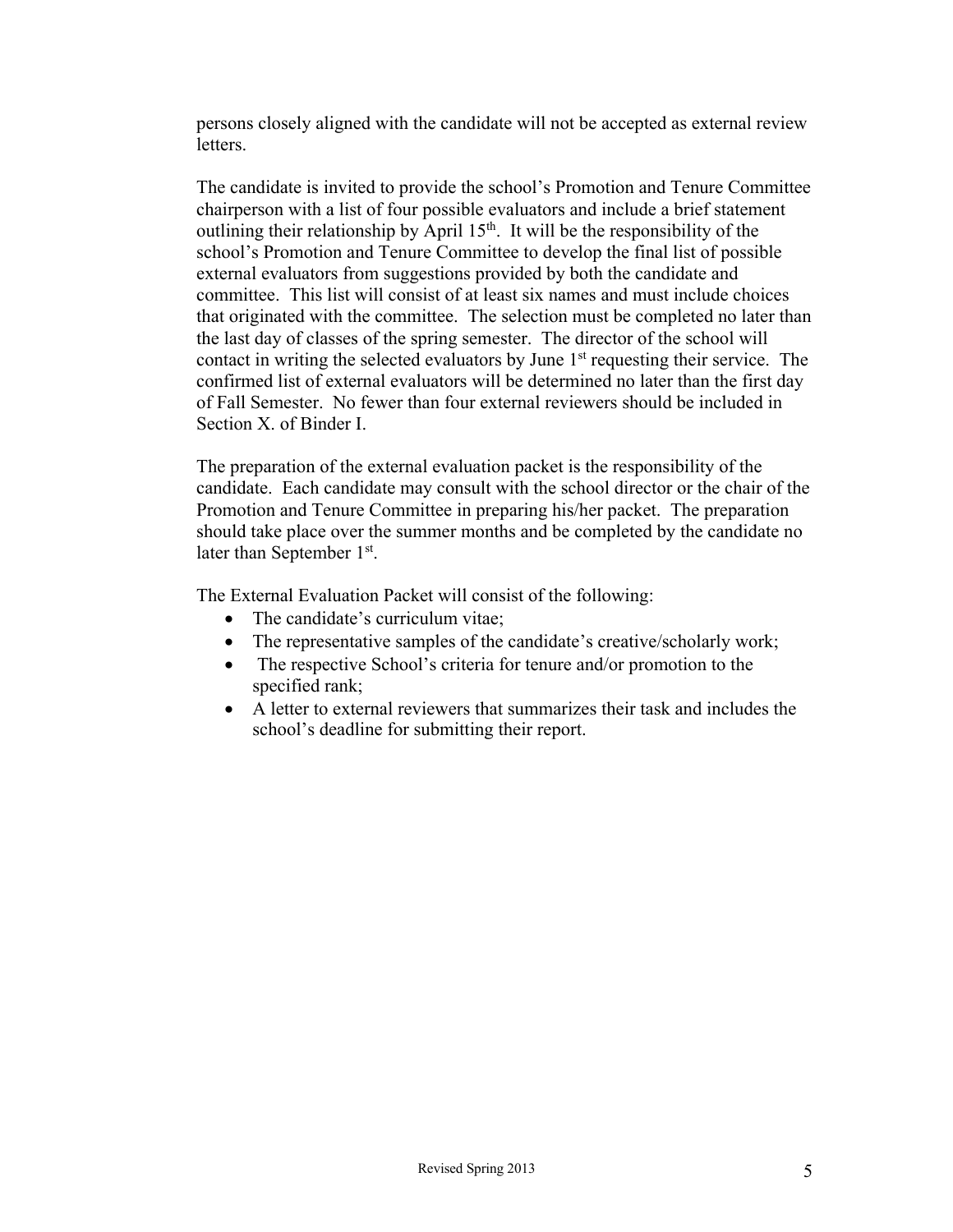persons closely aligned with the candidate will not be accepted as external review letters.

The candidate is invited to provide the school's Promotion and Tenure Committee chairperson with a list of four possible evaluators and include a brief statement outlining their relationship by April 15th. It will be the responsibility of the school's Promotion and Tenure Committee to develop the final list of possible external evaluators from suggestions provided by both the candidate and committee. This list will consist of at least six names and must include choices that originated with the committee. The selection must be completed no later than the last day of classes of the spring semester. The director of the school will contact in writing the selected evaluators by June 1st requesting their service. The confirmed list of external evaluators will be determined no later than the first day of Fall Semester. No fewer than four external reviewers should be included in Section X. of Binder I.

The preparation of the external evaluation packet is the responsibility of the candidate. Each candidate may consult with the school director or the chair of the Promotion and Tenure Committee in preparing his/her packet. The preparation should take place over the summer months and be completed by the candidate no later than September 1st.

The External Evaluation Packet will consist of the following:

- The candidate's curriculum vitae;
- The representative samples of the candidate's creative/scholarly work;
- The respective School's criteria for tenure and/or promotion to the specified rank;
- A letter to external reviewers that summarizes their task and includes the school's deadline for submitting their report.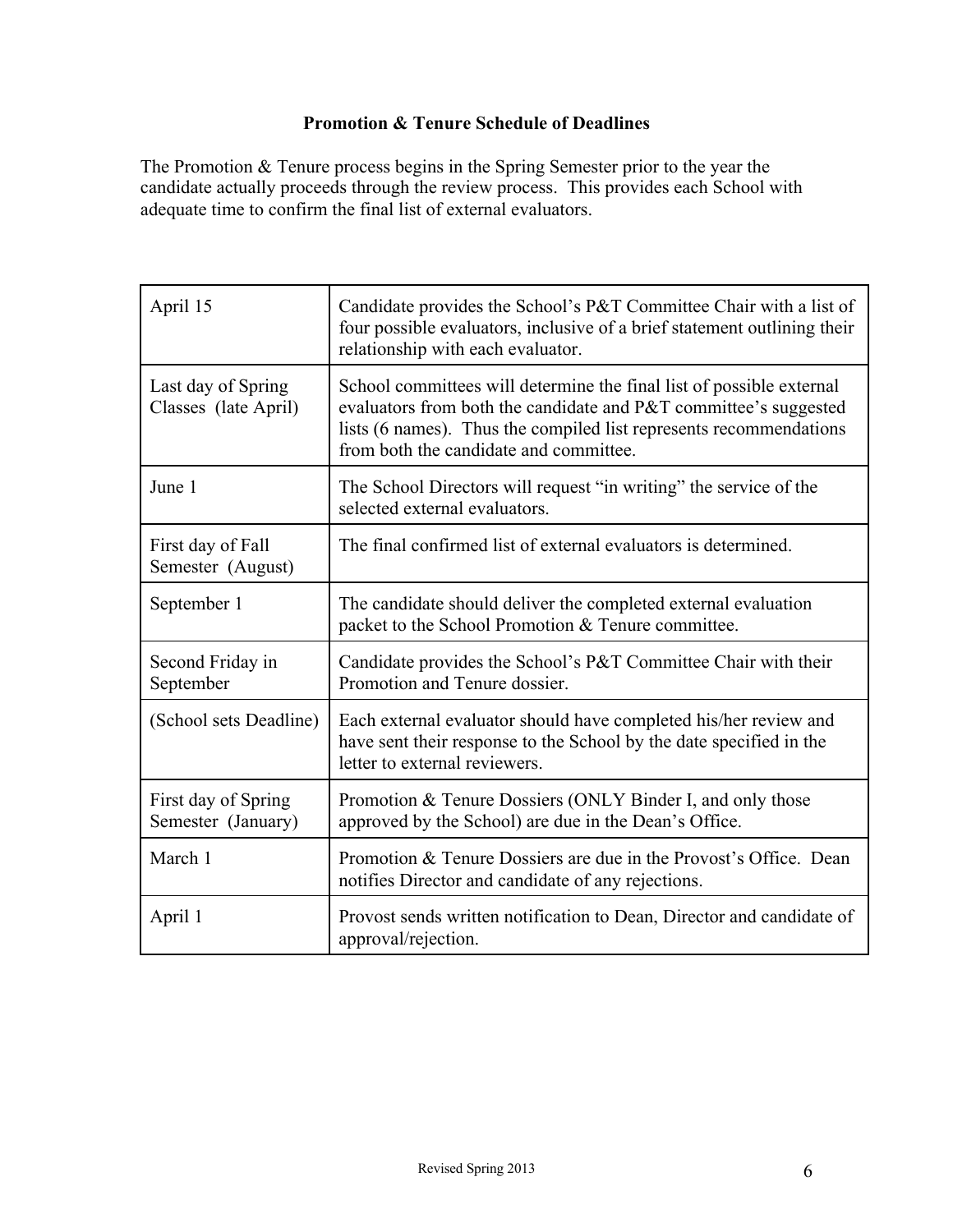## Promotion & Tenure Schedule of Deadlines

The Promotion & Tenure process begins in the Spring Semester prior to the year the candidate actually proceeds through the review process. This provides each School with adequate time to confirm the final list of external evaluators.

| | |
|---|---|
| April 15 | Candidate provides the School's P&T Committee Chair with a list of four possible evaluators, inclusive of a brief statement outlining their relationship with each evaluator. |
| Last day of Spring Classes (late April) | School committees will determine the final list of possible external evaluators from both the candidate and P&T committee's suggested lists (6 names). Thus the compiled list represents recommendations from both the candidate and committee. |
| June 1 | The School Directors will request "in writing" the service of the selected external evaluators. |
| First day of Fall Semester (August) | The final confirmed list of external evaluators is determined. |
| September 1 | The candidate should deliver the completed external evaluation packet to the School Promotion & Tenure committee. |
| Second Friday in September | Candidate provides the School's P&T Committee Chair with their Promotion and Tenure dossier. |
| (School sets Deadline) | Each external evaluator should have completed his/her review and have sent their response to the School by the date specified in the letter to external reviewers. |
| First day of Spring Semester (January) | Promotion & Tenure Dossiers (ONLY Binder I, and only those approved by the School) are due in the Dean's Office. |
| March 1 | Promotion & Tenure Dossiers are due in the Provost's Office. Dean notifies Director and candidate of any rejections. |
| April 1 | Provost sends written notification to Dean, Director and candidate of approval/rejection. |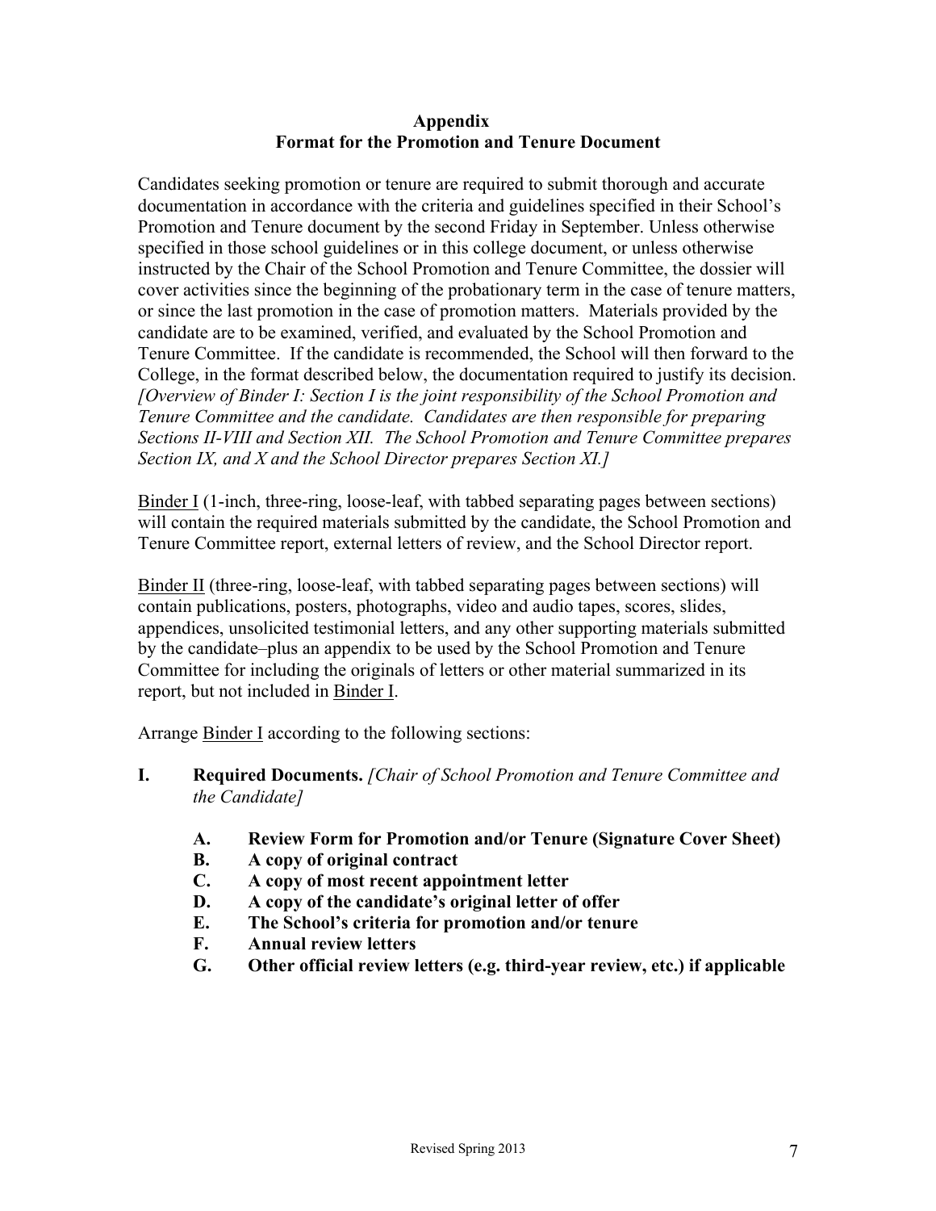## Appendix
## Format for the Promotion and Tenure Document

Candidates seeking promotion or tenure are required to submit thorough and accurate documentation in accordance with the criteria and guidelines specified in their School's Promotion and Tenure document by the second Friday in September. Unless otherwise specified in those school guidelines or in this college document, or unless otherwise instructed by the Chair of the School Promotion and Tenure Committee, the dossier will cover activities since the beginning of the probationary term in the case of tenure matters, or since the last promotion in the case of promotion matters. Materials provided by the candidate are to be examined, verified, and evaluated by the School Promotion and Tenure Committee. If the candidate is recommended, the School will then forward to the College, in the format described below, the documentation required to justify its decision. *[Overview of Binder I: Section I is the joint responsibility of the School Promotion and Tenure Committee and the candidate. Candidates are then responsible for preparing Sections II-VIII and Section XII. The School Promotion and Tenure Committee prepares Section IX, and X and the School Director prepares Section XI.]*

<u>Binder I</u> (1-inch, three-ring, loose-leaf, with tabbed separating pages between sections) will contain the required materials submitted by the candidate, the School Promotion and Tenure Committee report, external letters of review, and the School Director report.

<u>Binder II</u> (three-ring, loose-leaf, with tabbed separating pages between sections) will contain publications, posters, photographs, video and audio tapes, scores, slides, appendices, unsolicited testimonial letters, and any other supporting materials submitted by the candidate–plus an appendix to be used by the School Promotion and Tenure Committee for including the originals of letters or other material summarized in its report, but not included in <u>Binder I</u>.

Arrange <u>Binder I</u> according to the following sections:

**I. Required Documents.** *[Chair of School Promotion and Tenure Committee and the Candidate]*

- **A. Review Form for Promotion and/or Tenure (Signature Cover Sheet)**
- **B. A copy of original contract**
- **C. A copy of most recent appointment letter**
- **D. A copy of the candidate's original letter of offer**
- **E. The School's criteria for promotion and/or tenure**
- **F. Annual review letters**
- **G. Other official review letters (e.g. third-year review, etc.) if applicable**

Revised Spring 2013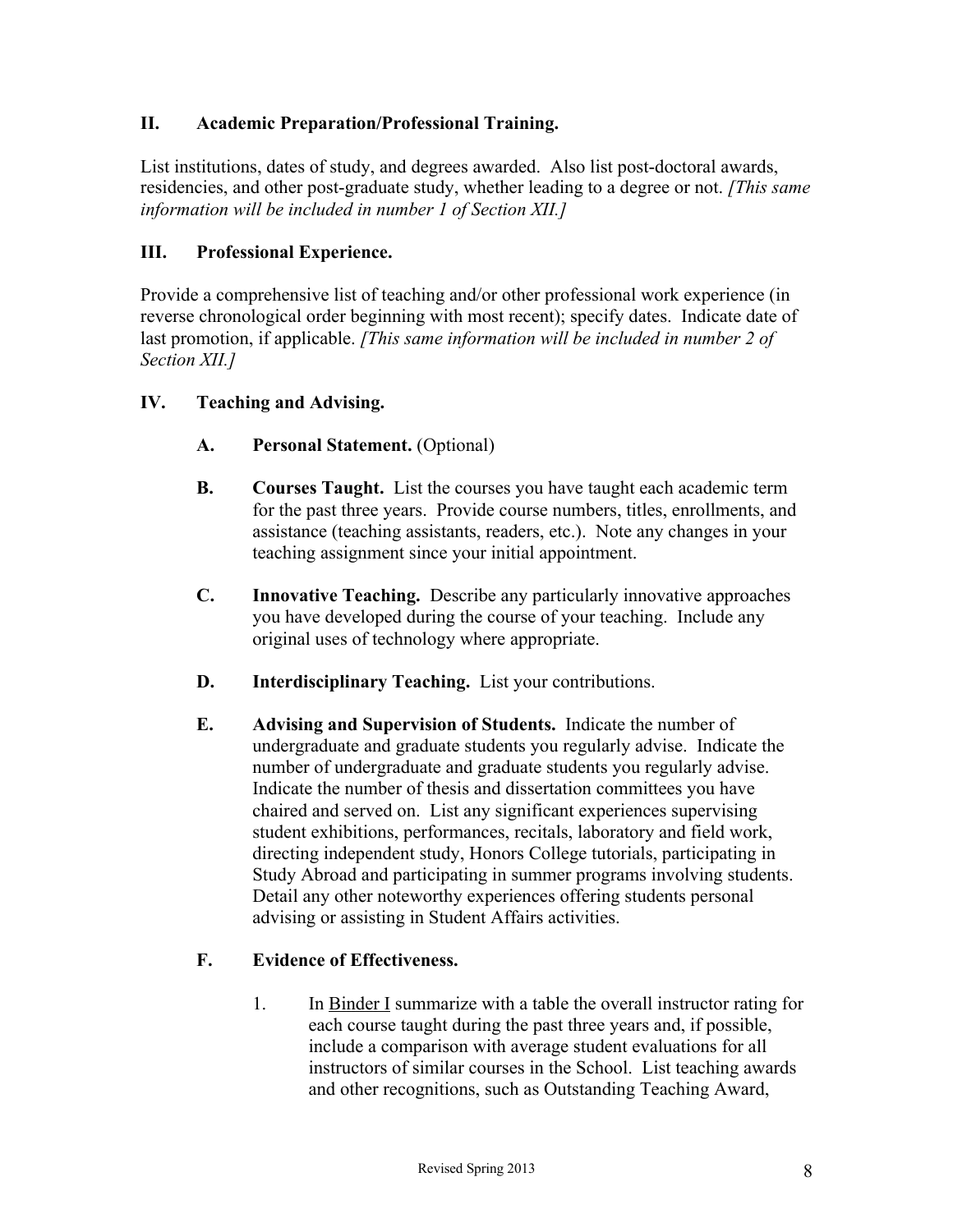## II. Academic Preparation/Professional Training.

List institutions, dates of study, and degrees awarded. Also list post-doctoral awards, residencies, and other post-graduate study, whether leading to a degree or not. *[This same information will be included in number 1 of Section XII.]*

## III. Professional Experience.

Provide a comprehensive list of teaching and/or other professional work experience (in reverse chronological order beginning with most recent); specify dates. Indicate date of last promotion, if applicable. *[This same information will be included in number 2 of Section XII.]*

## IV. Teaching and Advising.

**A. Personal Statement.** (Optional)

**B. Courses Taught.** List the courses you have taught each academic term for the past three years. Provide course numbers, titles, enrollments, and assistance (teaching assistants, readers, etc.). Note any changes in your teaching assignment since your initial appointment.

**C. Innovative Teaching.** Describe any particularly innovative approaches you have developed during the course of your teaching. Include any original uses of technology where appropriate.

**D. Interdisciplinary Teaching.** List your contributions.

**E. Advising and Supervision of Students.** Indicate the number of undergraduate and graduate students you regularly advise. Indicate the number of undergraduate and graduate students you regularly advise. Indicate the number of thesis and dissertation committees you have chaired and served on. List any significant experiences supervising student exhibitions, performances, recitals, laboratory and field work, directing independent study, Honors College tutorials, participating in Study Abroad and participating in summer programs involving students. Detail any other noteworthy experiences offering students personal advising or assisting in Student Affairs activities.

**F. Evidence of Effectiveness.**

1. In <u>Binder I</u> summarize with a table the overall instructor rating for each course taught during the past three years and, if possible, include a comparison with average student evaluations for all instructors of similar courses in the School. List teaching awards and other recognitions, such as Outstanding Teaching Award,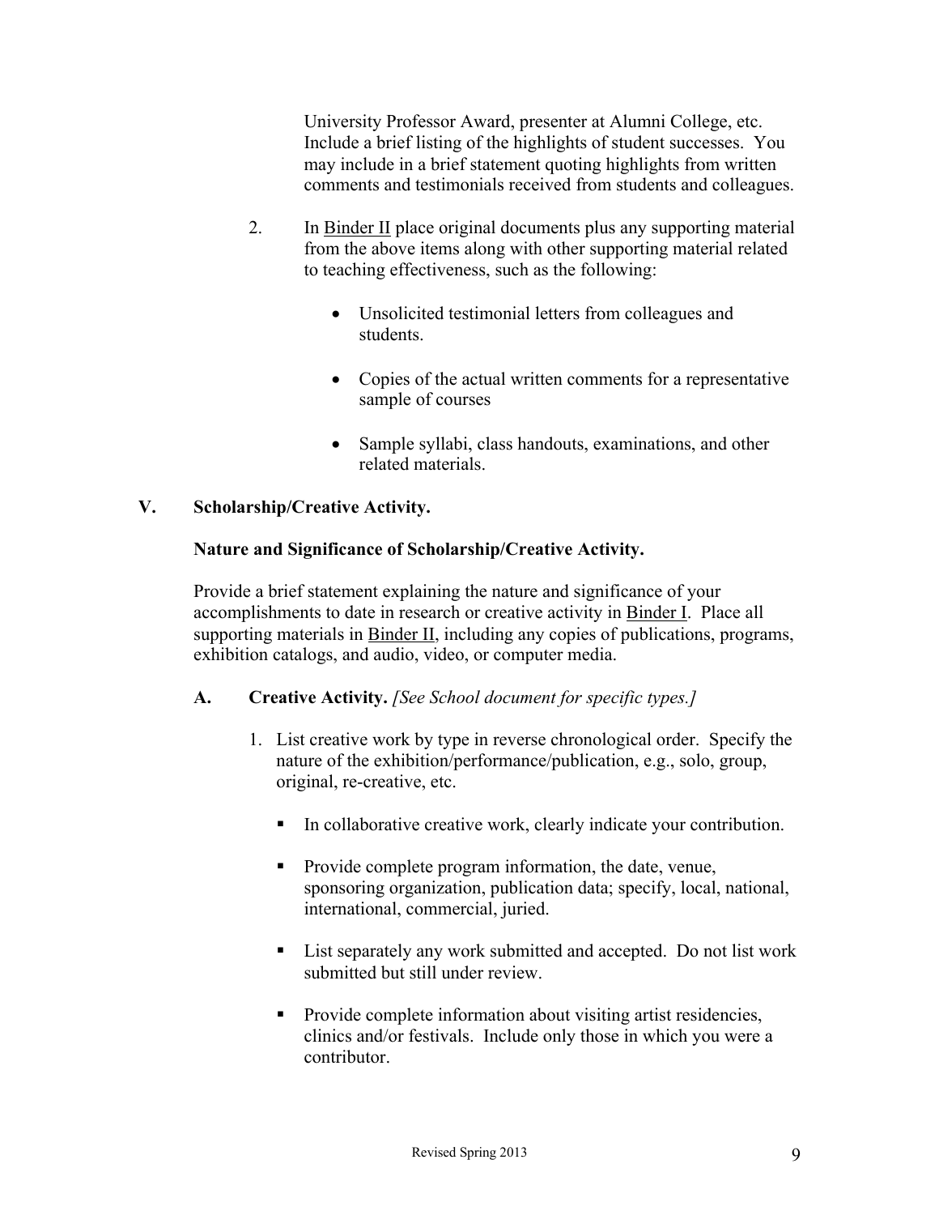University Professor Award, presenter at Alumni College, etc. Include a brief listing of the highlights of student successes. You may include in a brief statement quoting highlights from written comments and testimonials received from students and colleagues.

2. In Binder II place original documents plus any supporting material from the above items along with other supporting material related to teaching effectiveness, such as the following:

   - Unsolicited testimonial letters from colleagues and students.

   - Copies of the actual written comments for a representative sample of courses

   - Sample syllabi, class handouts, examinations, and other related materials.

## V. Scholarship/Creative Activity.

### Nature and Significance of Scholarship/Creative Activity.

Provide a brief statement explaining the nature and significance of your accomplishments to date in research or creative activity in Binder I. Place all supporting materials in Binder II, including any copies of publications, programs, exhibition catalogs, and audio, video, or computer media.

### A. Creative Activity. *[See School document for specific types.]*

1. List creative work by type in reverse chronological order. Specify the nature of the exhibition/performance/publication, e.g., solo, group, original, re-creative, etc.

   - In collaborative creative work, clearly indicate your contribution.

   - Provide complete program information, the date, venue, sponsoring organization, publication data; specify, local, national, international, commercial, juried.

   - List separately any work submitted and accepted. Do not list work submitted but still under review.

   - Provide complete information about visiting artist residencies, clinics and/or festivals. Include only those in which you were a contributor.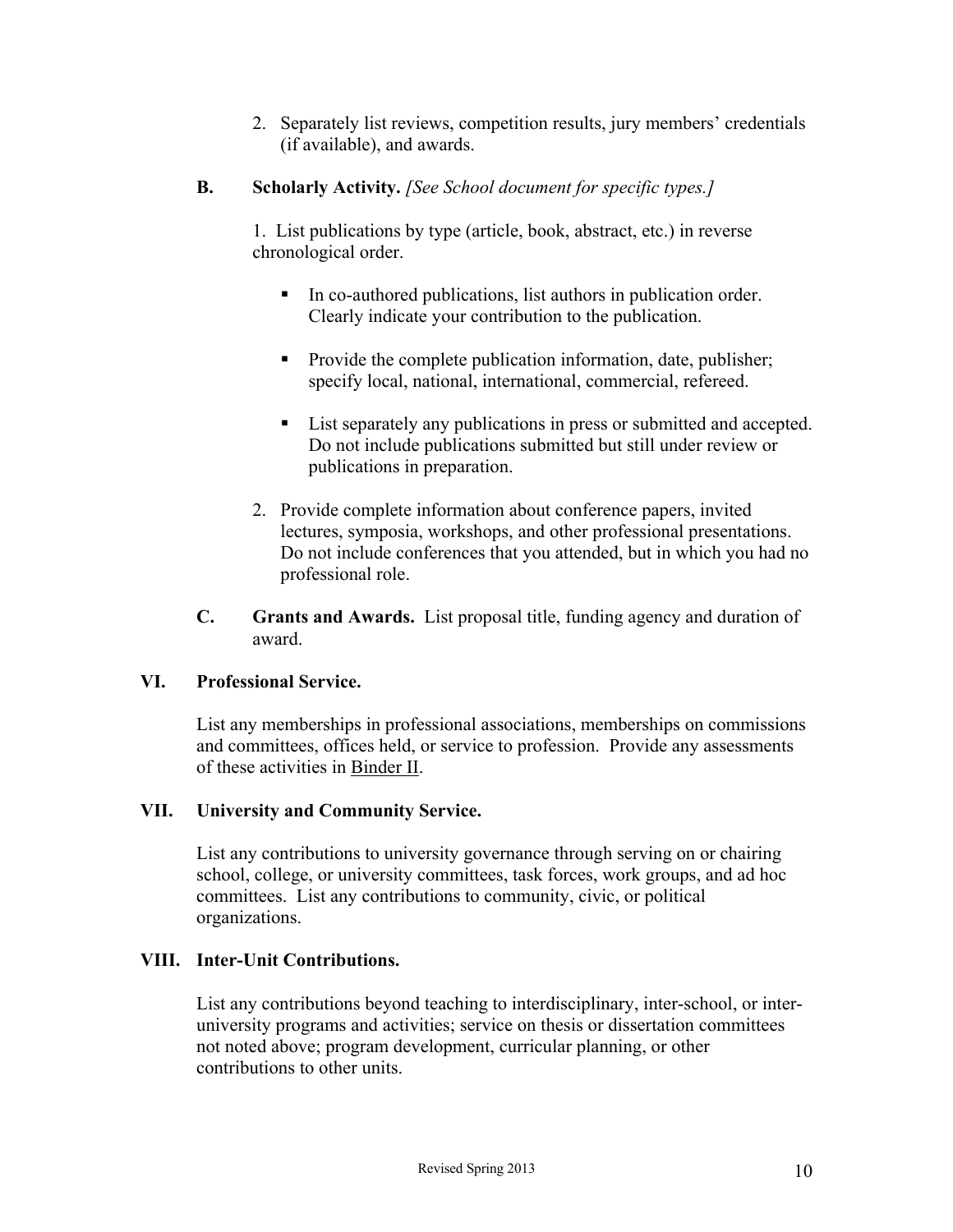2. Separately list reviews, competition results, jury members' credentials (if available), and awards.

**B. Scholarly Activity.** *[See School document for specific types.]*

1. List publications by type (article, book, abstract, etc.) in reverse chronological order.

   - In co-authored publications, list authors in publication order. Clearly indicate your contribution to the publication.
   - Provide the complete publication information, date, publisher; specify local, national, international, commercial, refereed.
   - List separately any publications in press or submitted and accepted. Do not include publications submitted but still under review or publications in preparation.

2. Provide complete information about conference papers, invited lectures, symposia, workshops, and other professional presentations. Do not include conferences that you attended, but in which you had no professional role.

**C. Grants and Awards.** List proposal title, funding agency and duration of award.

## VI. Professional Service.

List any memberships in professional associations, memberships on commissions and committees, offices held, or service to profession. Provide any assessments of these activities in Binder II.

## VII. University and Community Service.

List any contributions to university governance through serving on or chairing school, college, or university committees, task forces, work groups, and ad hoc committees. List any contributions to community, civic, or political organizations.

## VIII. Inter-Unit Contributions.

List any contributions beyond teaching to interdisciplinary, inter-school, or inter-university programs and activities; service on thesis or dissertation committees not noted above; program development, curricular planning, or other contributions to other units.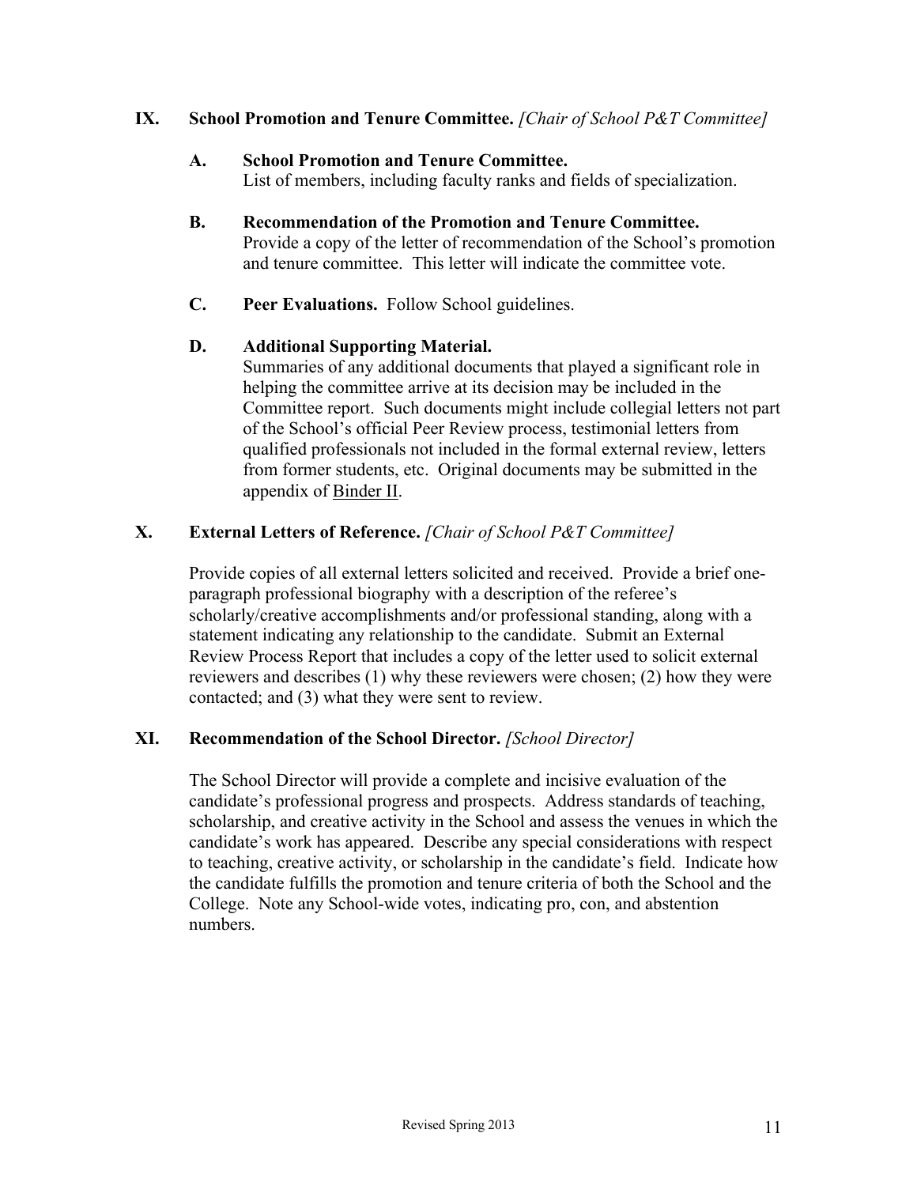## IX. School Promotion and Tenure Committee. *[Chair of School P&T Committee]*

### A. School Promotion and Tenure Committee.

List of members, including faculty ranks and fields of specialization.

### B. Recommendation of the Promotion and Tenure Committee.

Provide a copy of the letter of recommendation of the School's promotion and tenure committee. This letter will indicate the committee vote.

### C. Peer Evaluations.

Follow School guidelines.

### D. Additional Supporting Material.

Summaries of any additional documents that played a significant role in helping the committee arrive at its decision may be included in the Committee report. Such documents might include collegial letters not part of the School's official Peer Review process, testimonial letters from qualified professionals not included in the formal external review, letters from former students, etc. Original documents may be submitted in the appendix of Binder II.

## X. External Letters of Reference. *[Chair of School P&T Committee]*

Provide copies of all external letters solicited and received. Provide a brief one-paragraph professional biography with a description of the referee's scholarly/creative accomplishments and/or professional standing, along with a statement indicating any relationship to the candidate. Submit an External Review Process Report that includes a copy of the letter used to solicit external reviewers and describes (1) why these reviewers were chosen; (2) how they were contacted; and (3) what they were sent to review.

## XI. Recommendation of the School Director. *[School Director]*

The School Director will provide a complete and incisive evaluation of the candidate's professional progress and prospects. Address standards of teaching, scholarship, and creative activity in the School and assess the venues in which the candidate's work has appeared. Describe any special considerations with respect to teaching, creative activity, or scholarship in the candidate's field. Indicate how the candidate fulfills the promotion and tenure criteria of both the School and the College. Note any School-wide votes, indicating pro, con, and abstention numbers.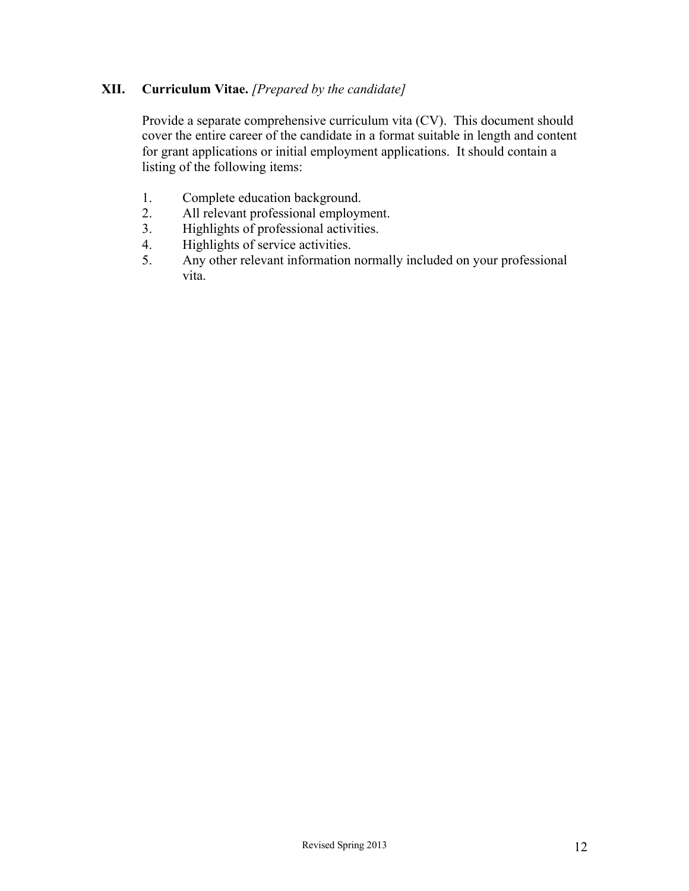## XII. Curriculum Vitae. *[Prepared by the candidate]*

Provide a separate comprehensive curriculum vita (CV). This document should cover the entire career of the candidate in a format suitable in length and content for grant applications or initial employment applications. It should contain a listing of the following items:

1. Complete education background.
2. All relevant professional employment.
3. Highlights of professional activities.
4. Highlights of service activities.
5. Any other relevant information normally included on your professional vita.